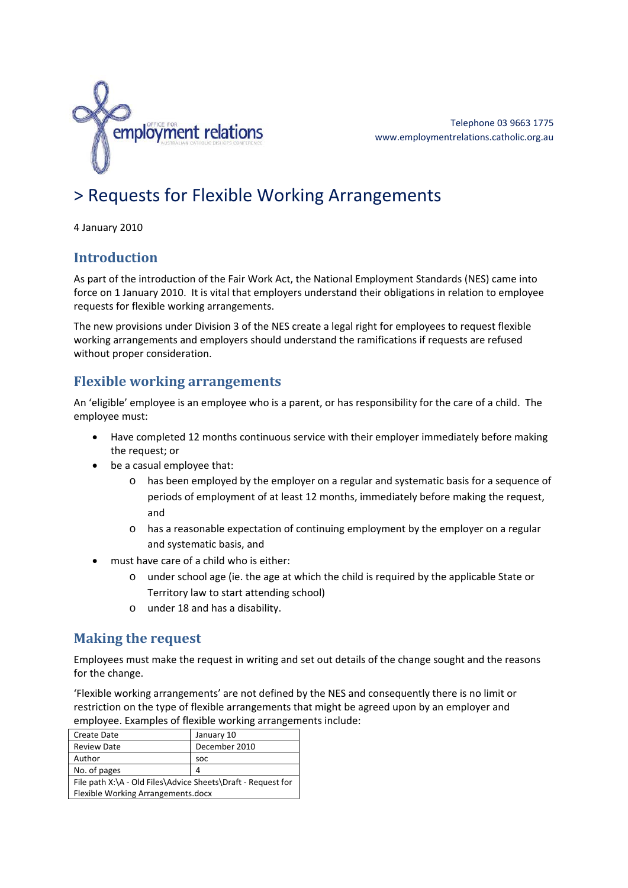Telephone 03 9663 1775
www.employmentrelations.catholic.org.au

# > Requests for Flexible Working Arrangements

4 January 2010

## Introduction

As part of the introduction of the Fair Work Act, the National Employment Standards (NES) came into force on 1 January 2010. It is vital that employers understand their obligations in relation to employee requests for flexible working arrangements.

The new provisions under Division 3 of the NES create a legal right for employees to request flexible working arrangements and employers should understand the ramifications if requests are refused without proper consideration.

## Flexible working arrangements

An 'eligible' employee is an employee who is a parent, or has responsibility for the care of a child. The employee must:

- Have completed 12 months continuous service with their employer immediately before making the request; or
- be a casual employee that:
  - has been employed by the employer on a regular and systematic basis for a sequence of periods of employment of at least 12 months, immediately before making the request, and
  - has a reasonable expectation of continuing employment by the employer on a regular and systematic basis, and
- must have care of a child who is either:
  - under school age (ie. the age at which the child is required by the applicable State or Territory law to start attending school)
  - under 18 and has a disability.

## Making the request

Employees must make the request in writing and set out details of the change sought and the reasons for the change.

'Flexible working arrangements' are not defined by the NES and consequently there is no limit or restriction on the type of flexible arrangements that might be agreed upon by an employer and employee. Examples of flexible working arrangements include:

| Create Date | January 10 |
|---|---|
| Review Date | December 2010 |
| Author | soc |
| No. of pages | 4 |
| File path X:\A - Old Files\Advice Sheets\Draft - Request for Flexible Working Arrangements.docx | |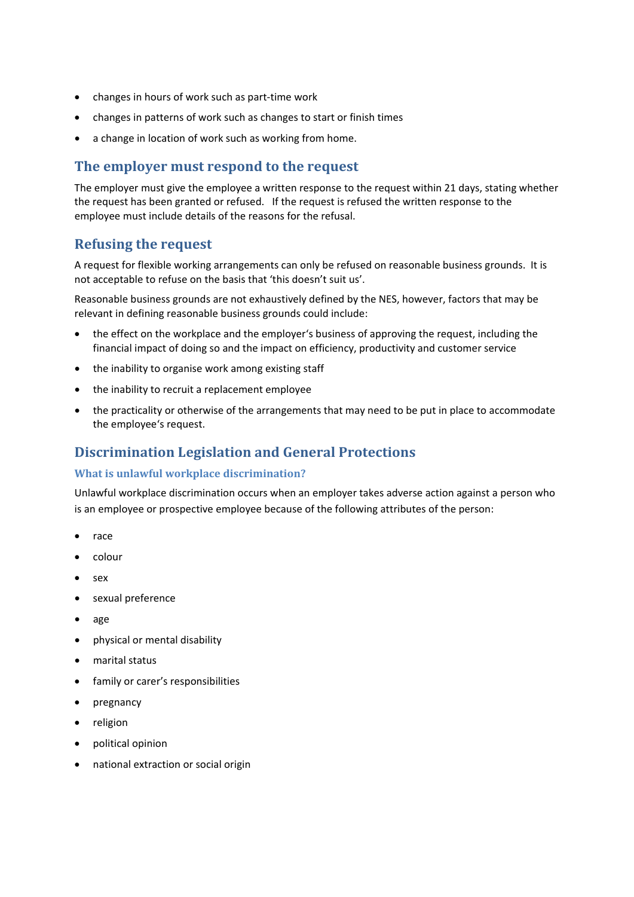- changes in hours of work such as part-time work
- changes in patterns of work such as changes to start or finish times
- a change in location of work such as working from home.

## The employer must respond to the request

The employer must give the employee a written response to the request within 21 days, stating whether the request has been granted or refused. If the request is refused the written response to the employee must include details of the reasons for the refusal.

## Refusing the request

A request for flexible working arrangements can only be refused on reasonable business grounds. It is not acceptable to refuse on the basis that 'this doesn't suit us'.

Reasonable business grounds are not exhaustively defined by the NES, however, factors that may be relevant in defining reasonable business grounds could include:

- the effect on the workplace and the employer's business of approving the request, including the financial impact of doing so and the impact on efficiency, productivity and customer service
- the inability to organise work among existing staff
- the inability to recruit a replacement employee
- the practicality or otherwise of the arrangements that may need to be put in place to accommodate the employee's request.

## Discrimination Legislation and General Protections

### What is unlawful workplace discrimination?

Unlawful workplace discrimination occurs when an employer takes adverse action against a person who is an employee or prospective employee because of the following attributes of the person:

- race
- colour
- sex
- sexual preference
- age
- physical or mental disability
- marital status
- family or carer's responsibilities
- pregnancy
- religion
- political opinion
- national extraction or social origin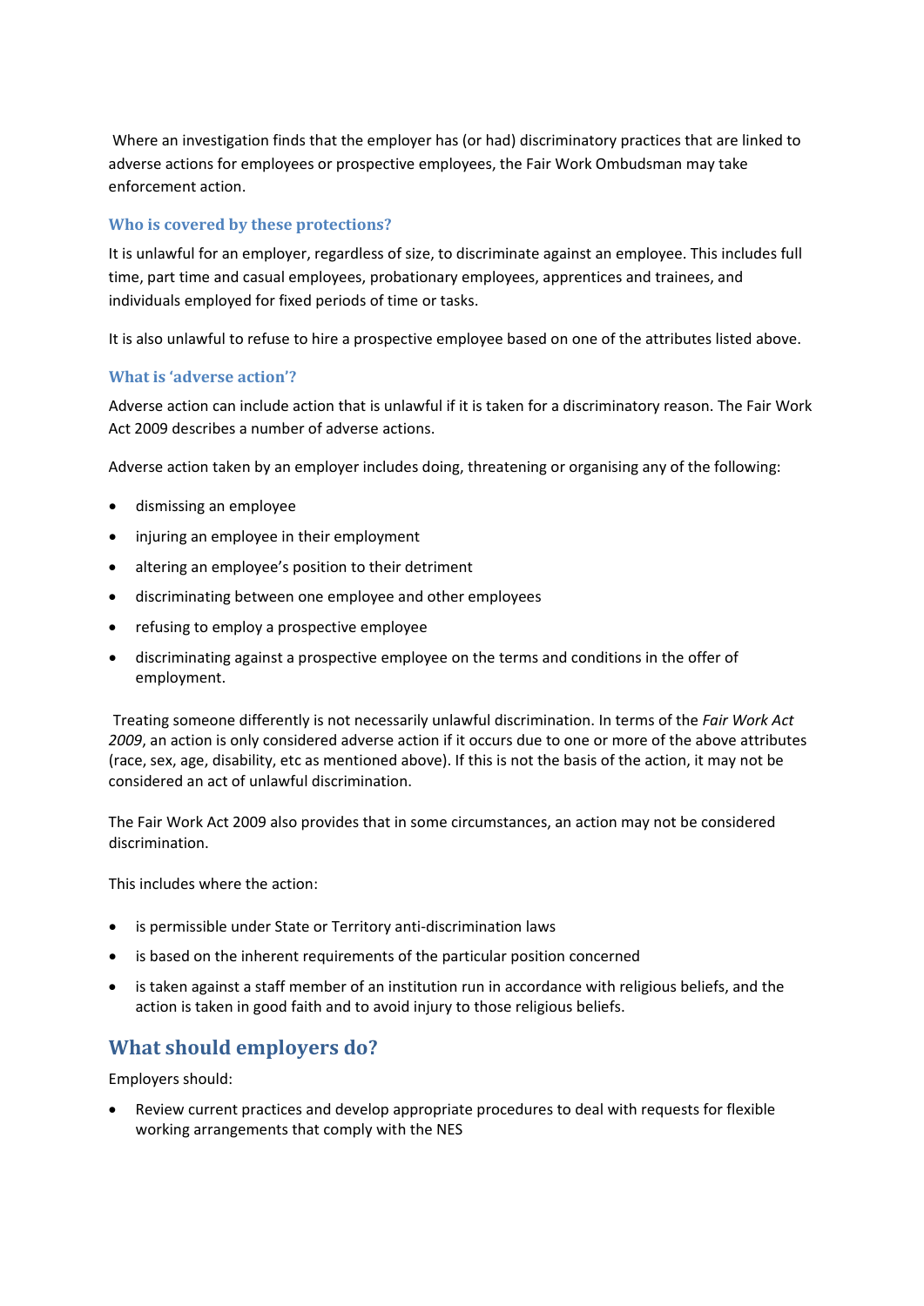Where an investigation finds that the employer has (or had) discriminatory practices that are linked to adverse actions for employees or prospective employees, the Fair Work Ombudsman may take enforcement action.

### Who is covered by these protections?

It is unlawful for an employer, regardless of size, to discriminate against an employee. This includes full time, part time and casual employees, probationary employees, apprentices and trainees, and individuals employed for fixed periods of time or tasks.

It is also unlawful to refuse to hire a prospective employee based on one of the attributes listed above.

### What is 'adverse action'?

Adverse action can include action that is unlawful if it is taken for a discriminatory reason. The Fair Work Act 2009 describes a number of adverse actions.

Adverse action taken by an employer includes doing, threatening or organising any of the following:

- dismissing an employee
- injuring an employee in their employment
- altering an employee's position to their detriment
- discriminating between one employee and other employees
- refusing to employ a prospective employee
- discriminating against a prospective employee on the terms and conditions in the offer of employment.

Treating someone differently is not necessarily unlawful discrimination. In terms of the *Fair Work Act 2009*, an action is only considered adverse action if it occurs due to one or more of the above attributes (race, sex, age, disability, etc as mentioned above). If this is not the basis of the action, it may not be considered an act of unlawful discrimination.

The Fair Work Act 2009 also provides that in some circumstances, an action may not be considered discrimination.

This includes where the action:

- is permissible under State or Territory anti-discrimination laws
- is based on the inherent requirements of the particular position concerned
- is taken against a staff member of an institution run in accordance with religious beliefs, and the action is taken in good faith and to avoid injury to those religious beliefs.

## What should employers do?

Employers should:

- Review current practices and develop appropriate procedures to deal with requests for flexible working arrangements that comply with the NES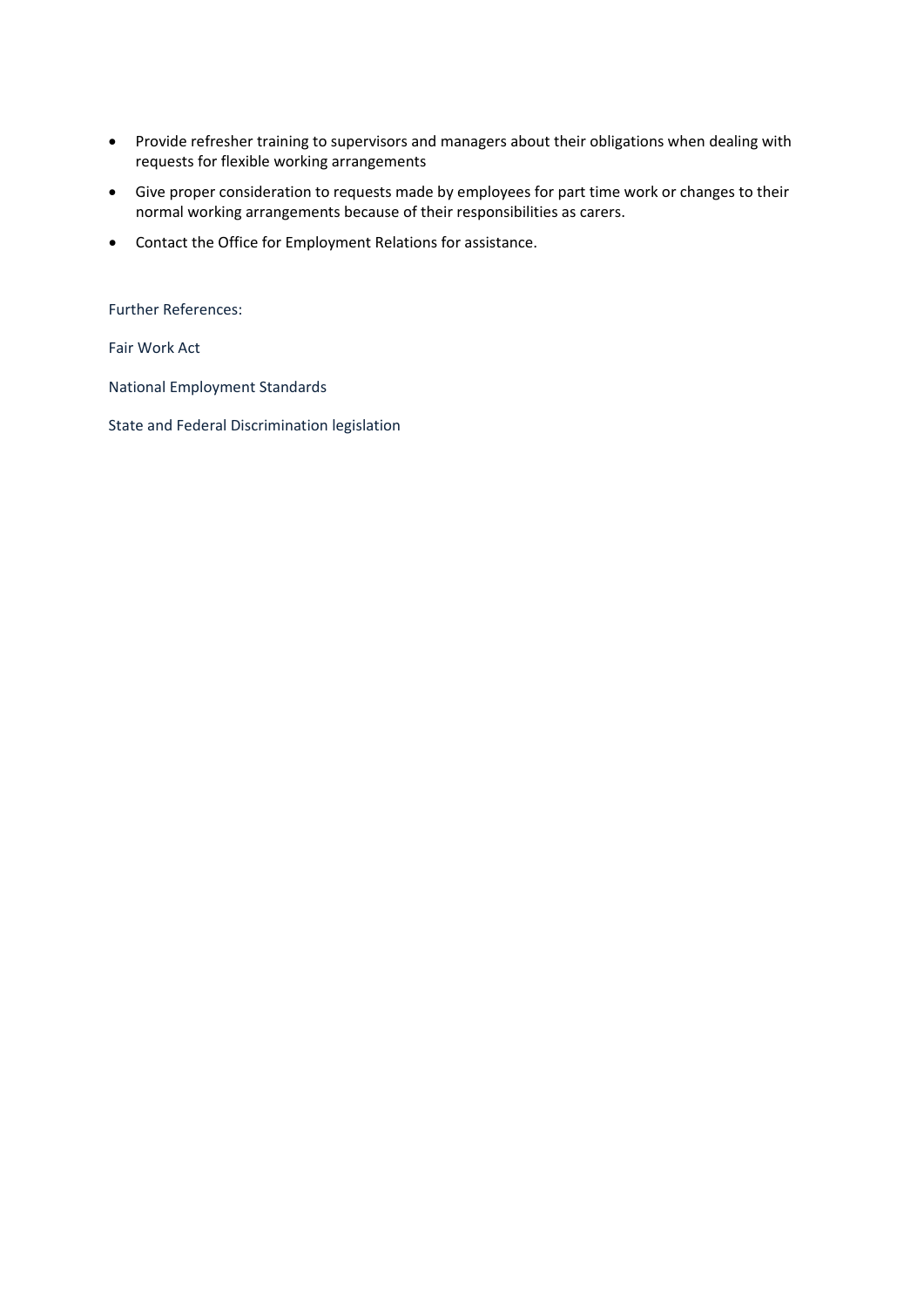- Provide refresher training to supervisors and managers about their obligations when dealing with requests for flexible working arrangements
- Give proper consideration to requests made by employees for part time work or changes to their normal working arrangements because of their responsibilities as carers.
- Contact the Office for Employment Relations for assistance.

Further References:

Fair Work Act

National Employment Standards

State and Federal Discrimination legislation